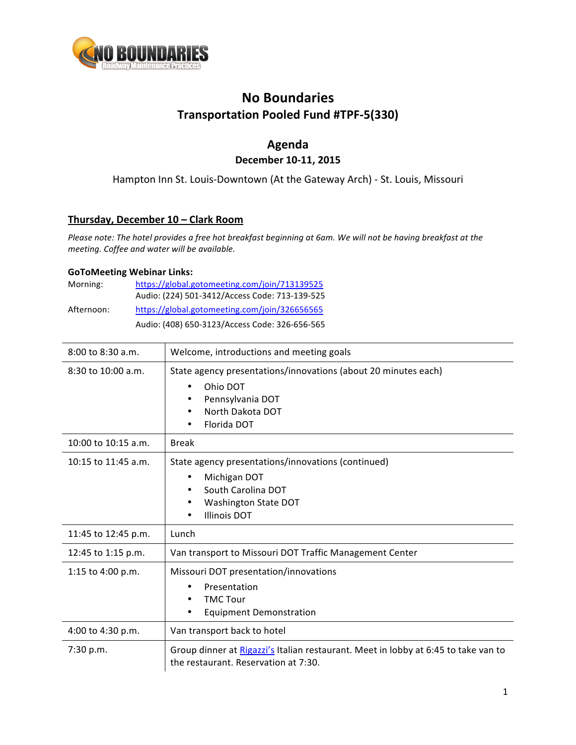# No Boundaries

## Transportation Pooled Fund #TPF-5(330)

## Agenda

**December 10-11, 2015**

Hampton Inn St. Louis-Downtown (At the Gateway Arch) - St. Louis, Missouri

### Thursday, December 10 – Clark Room

*Please note: The hotel provides a free hot breakfast beginning at 6am. We will not be having breakfast at the meeting. Coffee and water will be available.*

**GoToMeeting Webinar Links:**

Morning: [https://global.gotomeeting.com/join/713139525](https://global.gotomeeting.com/join/713139525)
Audio: (224) 501-3412/Access Code: 713-139-525

Afternoon: [https://global.gotomeeting.com/join/326656565](https://global.gotomeeting.com/join/326656565)
Audio: (408) 650-3123/Access Code: 326-656-565

| Time | Activity |
|---|---|
| 8:00 to 8:30 a.m. | Welcome, introductions and meeting goals |
| 8:30 to 10:00 a.m. | State agency presentations/innovations (about 20 minutes each)<br>• Ohio DOT<br>• Pennsylvania DOT<br>• North Dakota DOT<br>• Florida DOT |
| 10:00 to 10:15 a.m. | Break |
| 10:15 to 11:45 a.m. | State agency presentations/innovations (continued)<br>• Michigan DOT<br>• South Carolina DOT<br>• Washington State DOT<br>• Illinois DOT |
| 11:45 to 12:45 p.m. | Lunch |
| 12:45 to 1:15 p.m. | Van transport to Missouri DOT Traffic Management Center |
| 1:15 to 4:00 p.m. | Missouri DOT presentation/innovations<br>• Presentation<br>• TMC Tour<br>• Equipment Demonstration |
| 4:00 to 4:30 p.m. | Van transport back to hotel |
| 7:30 p.m. | Group dinner at Rigazzi's Italian restaurant. Meet in lobby at 6:45 to take van to the restaurant. Reservation at 7:30. |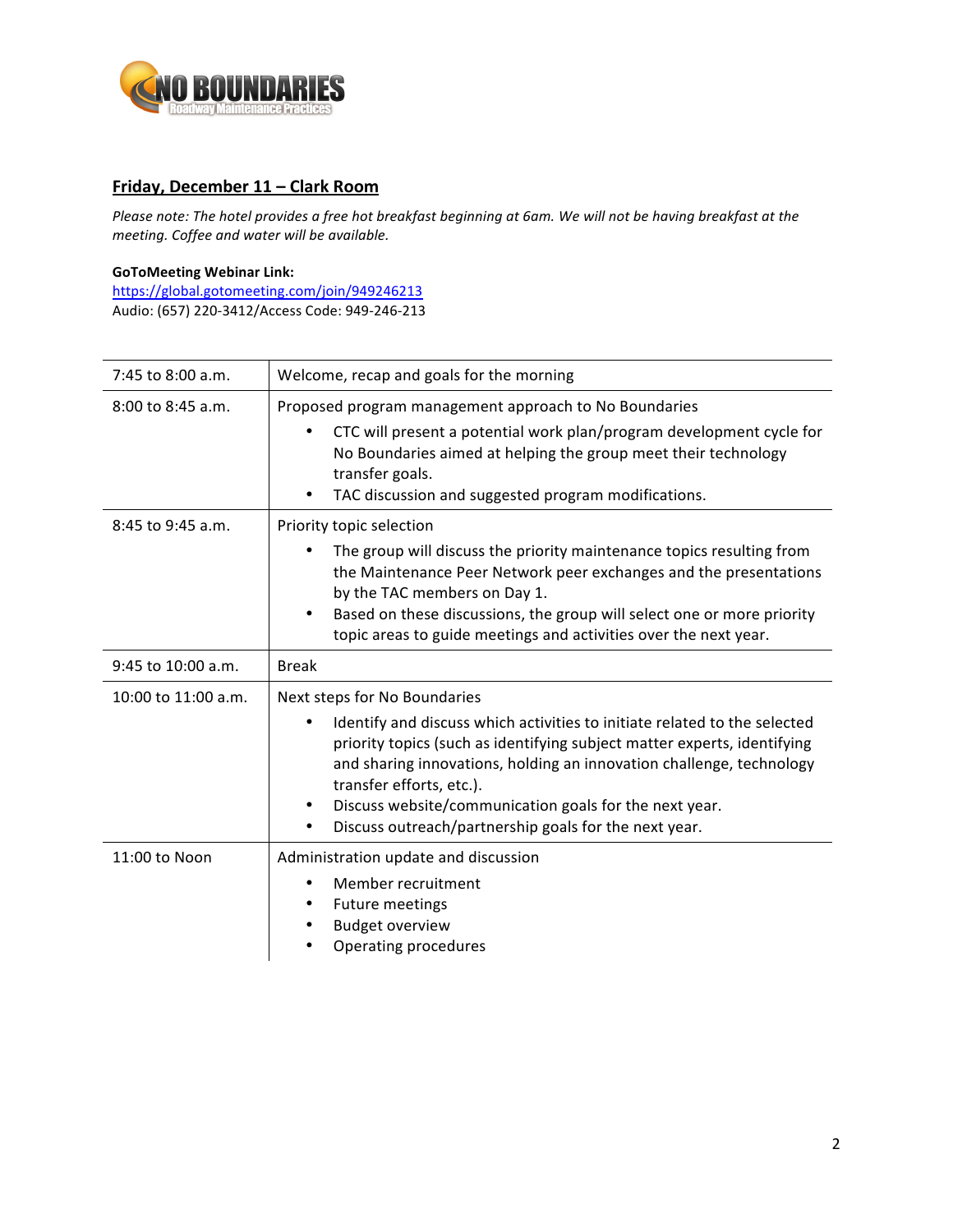## Friday, December 11 – Clark Room

*Please note: The hotel provides a free hot breakfast beginning at 6am. We will not be having breakfast at the meeting. Coffee and water will be available.*

**GoToMeeting Webinar Link:**
https://global.gotomeeting.com/join/949246213
Audio: (657) 220-3412/Access Code: 949-246-213

| | |
|---|---|
| 7:45 to 8:00 a.m. | Welcome, recap and goals for the morning |
| 8:00 to 8:45 a.m. | Proposed program management approach to No Boundaries<br>• CTC will present a potential work plan/program development cycle for No Boundaries aimed at helping the group meet their technology transfer goals.<br>• TAC discussion and suggested program modifications. |
| 8:45 to 9:45 a.m. | Priority topic selection<br>• The group will discuss the priority maintenance topics resulting from the Maintenance Peer Network peer exchanges and the presentations by the TAC members on Day 1.<br>• Based on these discussions, the group will select one or more priority topic areas to guide meetings and activities over the next year. |
| 9:45 to 10:00 a.m. | Break |
| 10:00 to 11:00 a.m. | Next steps for No Boundaries<br>• Identify and discuss which activities to initiate related to the selected priority topics (such as identifying subject matter experts, identifying and sharing innovations, holding an innovation challenge, technology transfer efforts, etc.).<br>• Discuss website/communication goals for the next year.<br>• Discuss outreach/partnership goals for the next year. |
| 11:00 to Noon | Administration update and discussion<br>• Member recruitment<br>• Future meetings<br>• Budget overview<br>• Operating procedures |